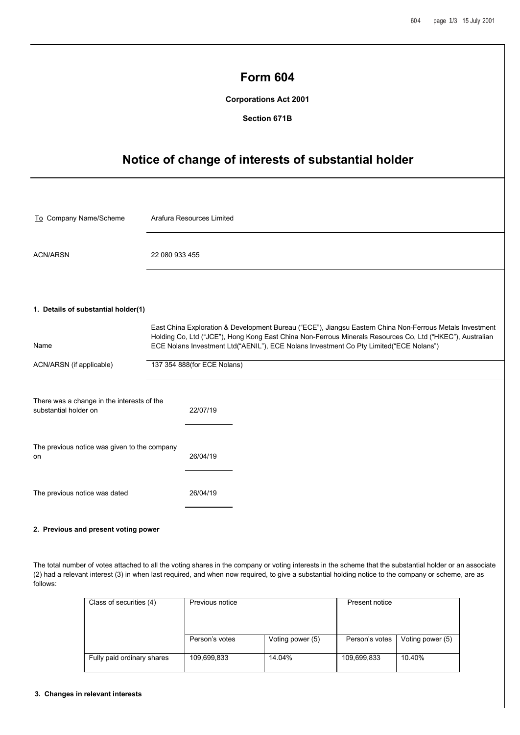# Form 604

**Corporations Act 2001**

**Section 671B**

# Notice of change of interests of substantial holder

| To Company Name/Scheme | Arafura Resources Limited |
|---|---|
| ACN/ARSN | 22 080 933 455 |

### 1. Details of substantial holder(1)

| Name | East China Exploration & Development Bureau ("ECE"), Jiangsu Eastern China Non-Ferrous Metals Investment Holding Co, Ltd ("JCE"), Hong Kong East China Non-Ferrous Minerals Resources Co, Ltd ("HKEC"), Australian ECE Nolans Investment Ltd("AENIL"), ECE Nolans Investment Co Pty Limited("ECE Nolans") |
|---|---|
| ACN/ARSN (if applicable) | 137 354 888(for ECE Nolans) |

There was a change in the interests of the substantial holder on 22/07/19

The previous notice was given to the company on 26/04/19

The previous notice was dated 26/04/19

### 2. Previous and present voting power

The total number of votes attached to all the voting shares in the company or voting interests in the scheme that the substantial holder or an associate (2) had a relevant interest (3) in when last required, and when now required, to give a substantial holding notice to the company or scheme, are as follows:

| Class of securities (4) | Previous notice | | Present notice | |
|---|---|---|---|---|
| | Person's votes | Voting power (5) | Person's votes | Voting power (5) |
| Fully paid ordinary shares | 109,699,833 | 14.04% | 109,699,833 | 10.40% |

### 3. Changes in relevant interests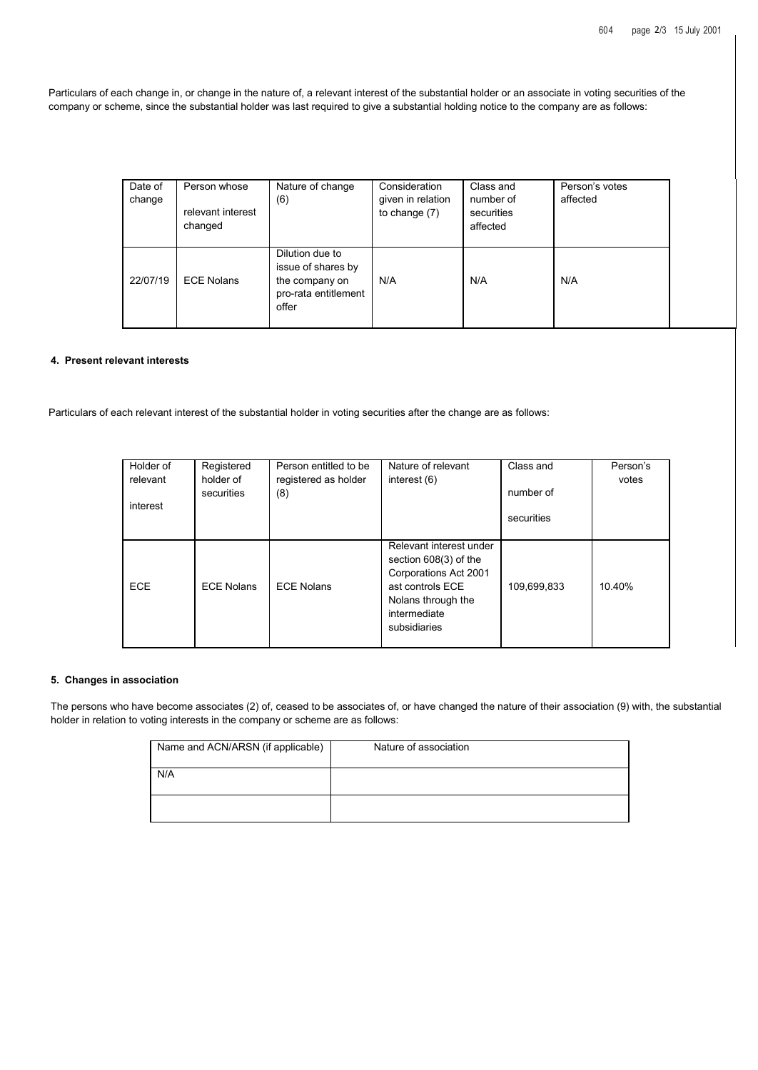Particulars of each change in, or change in the nature of, a relevant interest of the substantial holder or an associate in voting securities of the company or scheme, since the substantial holder was last required to give a substantial holding notice to the company are as follows:

| Date of change | Person whose relevant interest changed | Nature of change (6) | Consideration given in relation to change (7) | Class and number of securities affected | Person's votes affected |
|---|---|---|---|---|---|
| 22/07/19 | ECE Nolans | Dilution due to issue of shares by the company on pro-rata entitlement offer | N/A | N/A | N/A |

#### 4. Present relevant interests

Particulars of each relevant interest of the substantial holder in voting securities after the change are as follows:

| Holder of relevant interest | Registered holder of securities | Person entitled to be registered as holder (8) | Nature of relevant interest (6) | Class and number of securities | Person's votes |
|---|---|---|---|---|---|
| ECE | ECE Nolans | ECE Nolans | Relevant interest under section 608(3) of the Corporations Act 2001 ast controls ECE Nolans through the intermediate subsidiaries | 109,699,833 | 10.40% |

#### 5. Changes in association

The persons who have become associates (2) of, ceased to be associates of, or have changed the nature of their association (9) with, the substantial holder in relation to voting interests in the company or scheme are as follows:

| Name and ACN/ARSN (if applicable) | Nature of association |
|---|---|
| N/A | |
| | |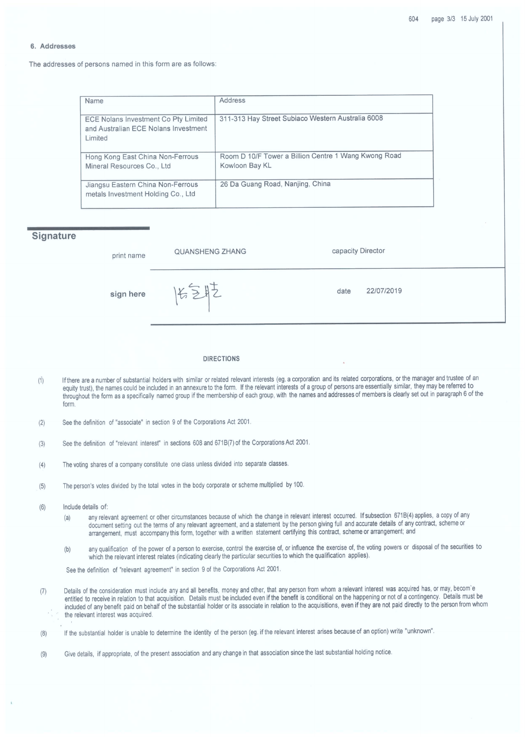### 6. Addresses

The addresses of persons named in this form are as follows:

| Name | Address |
|---|---|
| ECE Nolans Investment Co Pty Limited and Australian ECE Nolans Investment Limited | 311-313 Hay Street Subiaco Western Australia 6008 |
| Hong Kong East China Non-Ferrous Mineral Resources Co., Ltd | Room D 10/F Tower a Billion Centre 1 Wang Kwong Road Kowloon Bay KL |
| Jiangsu Eastern China Non-Ferrous metals Investment Holding Co., Ltd | 26 Da Guang Road, Nanjing, China |

## Signature

print name QUANSHENG ZHANG capacity Director

sign here 张全胜 date 22/07/2019

### DIRECTIONS

(1) If there are a number of substantial holders with similar or related relevant interests (eg. a corporation and its related corporations, or the manager and trustee of an equity trust), the names could be included in an annexure to the form. If the relevant interests of a group of persons are essentially similar, they may be referred to throughout the form as a specifically named group if the membership of each group, with the names and addresses of members is clearly set out in paragraph 6 of the form.

(2) See the definition of "associate" in section 9 of the Corporations Act 2001.

(3) See the definition of "relevant interest" in sections 608 and 671B(7) of the Corporations Act 2001.

(4) The voting shares of a company constitute one class unless divided into separate classes.

(5) The person's votes divided by the total votes in the body corporate or scheme multiplied by 100.

(6) Include details of:

(a) any relevant agreement or other circumstances because of which the change in relevant interest occurred. If subsection 671B(4) applies, a copy of any document setting out the terms of any relevant agreement, and a statement by the person giving full and accurate details of any contract, scheme or arrangement, must accompany this form, together with a written statement certifying this contract, scheme or arrangement; and

(b) any qualification of the power of a person to exercise, control the exercise of, or influence the exercise of, the voting powers or disposal of the securities to which the relevant interest relates (indicating clearly the particular securities to which the qualification applies).

See the definition of "relevant agreement" in section 9 of the Corporations Act 2001.

(7) Details of the consideration must include any and all benefits, money and other, that any person from whom a relevant interest was acquired has, or may, become entitled to receive in relation to that acquisition. Details must be included even if the benefit is conditional on the happening or not of a contingency. Details must be included of any benefit paid on behalf of the substantial holder or its associate in relation to the acquisitions, even if they are not paid directly to the person from whom the relevant interest was acquired.

(8) If the substantial holder is unable to determine the identity of the person (eg. if the relevant interest arises because of an option) write "unknown".

(9) Give details, if appropriate, of the present association and any change in that association since the last substantial holding notice.